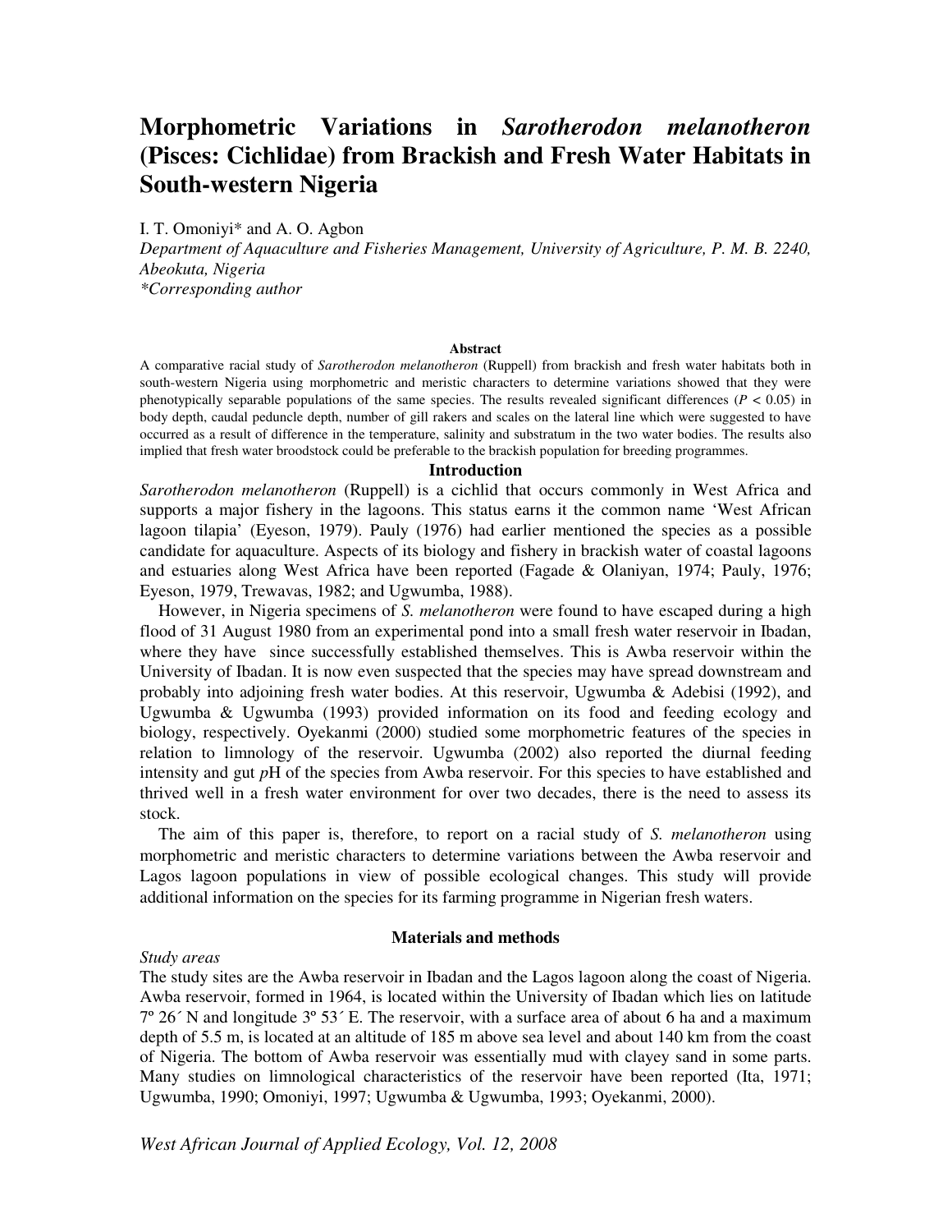# Morphometric Variations in *Sarotherodon melanotheron* (Pisces: Cichlidae) from Brackish and Fresh Water Habitats in South-western Nigeria

I. T. Omoniyi* and A. O. Agbon

*Department of Aquaculture and Fisheries Management, University of Agriculture, P. M. B. 2240, Abeokuta, Nigeria*

*\*Corresponding author*

### Abstract

A comparative racial study of *Sarotherodon melanotheron* (Ruppell) from brackish and fresh water habitats both in south-western Nigeria using morphometric and meristic characters to determine variations showed that they were phenotypically separable populations of the same species. The results revealed significant differences ($P < 0.05$) in body depth, caudal peduncle depth, number of gill rakers and scales on the lateral line which were suggested to have occurred as a result of difference in the temperature, salinity and substratum in the two water bodies. The results also implied that fresh water broodstock could be preferable to the brackish population for breeding programmes.

## Introduction

*Sarotherodon melanotheron* (Ruppell) is a cichlid that occurs commonly in West Africa and supports a major fishery in the lagoons. This status earns it the common name 'West African lagoon tilapia' (Eyeson, 1979). Pauly (1976) had earlier mentioned the species as a possible candidate for aquaculture. Aspects of its biology and fishery in brackish water of coastal lagoons and estuaries along West Africa have been reported (Fagade & Olaniyan, 1974; Pauly, 1976; Eyeson, 1979, Trewavas, 1982; and Ugwumba, 1988).

However, in Nigeria specimens of *S. melanotheron* were found to have escaped during a high flood of 31 August 1980 from an experimental pond into a small fresh water reservoir in Ibadan, where they have since successfully established themselves. This is Awba reservoir within the University of Ibadan. It is now even suspected that the species may have spread downstream and probably into adjoining fresh water bodies. At this reservoir, Ugwumba & Adebisi (1992), and Ugwumba & Ugwumba (1993) provided information on its food and feeding ecology and biology, respectively. Oyekanmi (2000) studied some morphometric features of the species in relation to limnology of the reservoir. Ugwumba (2002) also reported the diurnal feeding intensity and gut *p*H of the species from Awba reservoir. For this species to have established and thrived well in a fresh water environment for over two decades, there is the need to assess its stock.

The aim of this paper is, therefore, to report on a racial study of *S. melanotheron* using morphometric and meristic characters to determine variations between the Awba reservoir and Lagos lagoon populations in view of possible ecological changes. This study will provide additional information on the species for its farming programme in Nigerian fresh waters.

## Materials and methods

*Study areas*

The study sites are the Awba reservoir in Ibadan and the Lagos lagoon along the coast of Nigeria. Awba reservoir, formed in 1964, is located within the University of Ibadan which lies on latitude 7º 26´ N and longitude 3º 53´ E. The reservoir, with a surface area of about 6 ha and a maximum depth of 5.5 m, is located at an altitude of 185 m above sea level and about 140 km from the coast of Nigeria. The bottom of Awba reservoir was essentially mud with clayey sand in some parts. Many studies on limnological characteristics of the reservoir have been reported (Ita, 1971; Ugwumba, 1990; Omoniyi, 1997; Ugwumba & Ugwumba, 1993; Oyekanmi, 2000).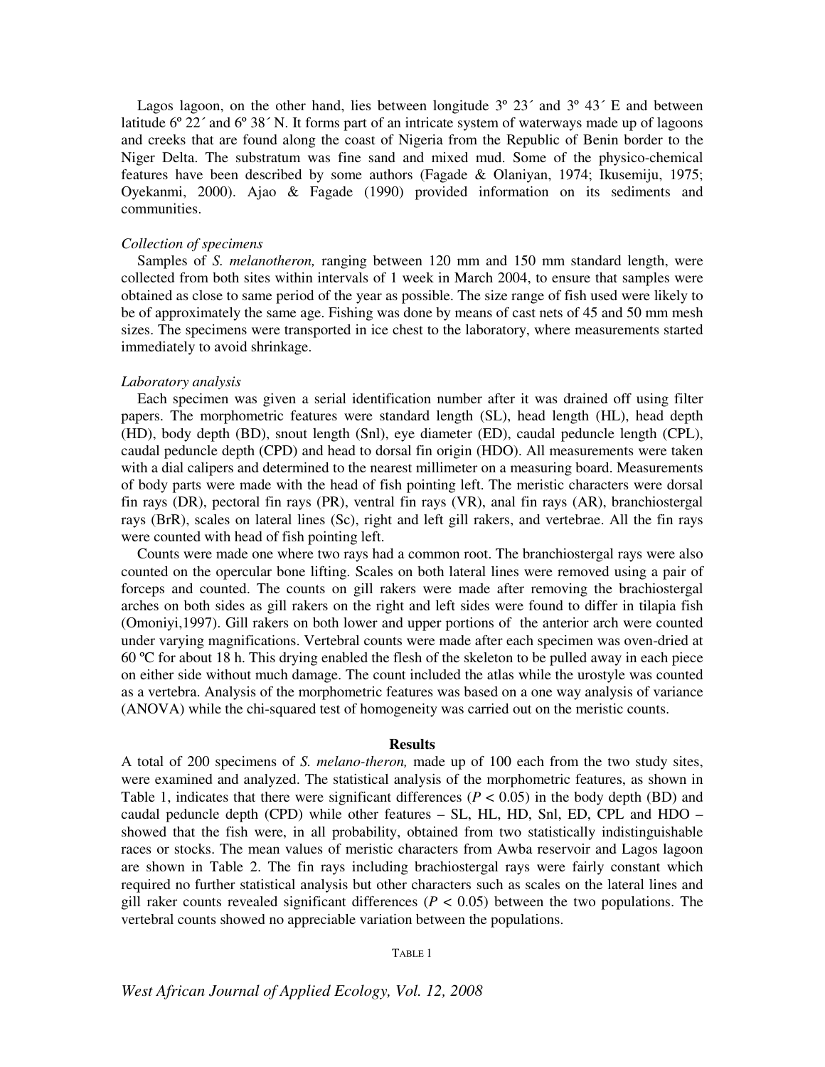Lagos lagoon, on the other hand, lies between longitude 3º 23´ and 3º 43´ E and between latitude 6º 22´ and 6º 38´ N. It forms part of an intricate system of waterways made up of lagoons and creeks that are found along the coast of Nigeria from the Republic of Benin border to the Niger Delta. The substratum was fine sand and mixed mud. Some of the physico-chemical features have been described by some authors (Fagade & Olaniyan, 1974; Ikusemiju, 1975; Oyekanmi, 2000). Ajao & Fagade (1990) provided information on its sediments and communities.

*Collection of specimens*

Samples of *S. melanotheron,* ranging between 120 mm and 150 mm standard length, were collected from both sites within intervals of 1 week in March 2004, to ensure that samples were obtained as close to same period of the year as possible. The size range of fish used were likely to be of approximately the same age. Fishing was done by means of cast nets of 45 and 50 mm mesh sizes. The specimens were transported in ice chest to the laboratory, where measurements started immediately to avoid shrinkage.

*Laboratory analysis*

Each specimen was given a serial identification number after it was drained off using filter papers. The morphometric features were standard length (SL), head length (HL), head depth (HD), body depth (BD), snout length (Snl), eye diameter (ED), caudal peduncle length (CPL), caudal peduncle depth (CPD) and head to dorsal fin origin (HDO). All measurements were taken with a dial calipers and determined to the nearest millimeter on a measuring board. Measurements of body parts were made with the head of fish pointing left. The meristic characters were dorsal fin rays (DR), pectoral fin rays (PR), ventral fin rays (VR), anal fin rays (AR), branchiostergal rays (BrR), scales on lateral lines (Sc), right and left gill rakers, and vertebrae. All the fin rays were counted with head of fish pointing left.

Counts were made one where two rays had a common root. The branchiostergal rays were also counted on the opercular bone lifting. Scales on both lateral lines were removed using a pair of forceps and counted. The counts on gill rakers were made after removing the brachiostergal arches on both sides as gill rakers on the right and left sides were found to differ in tilapia fish (Omoniyi,1997). Gill rakers on both lower and upper portions of the anterior arch were counted under varying magnifications. Vertebral counts were made after each specimen was oven-dried at 60 ºC for about 18 h. This drying enabled the flesh of the skeleton to be pulled away in each piece on either side without much damage. The count included the atlas while the urostyle was counted as a vertebra. Analysis of the morphometric features was based on a one way analysis of variance (ANOVA) while the chi-squared test of homogeneity was carried out on the meristic counts.

## Results

A total of 200 specimens of *S. melano-theron,* made up of 100 each from the two study sites, were examined and analyzed. The statistical analysis of the morphometric features, as shown in Table 1, indicates that there were significant differences ($P < 0.05$) in the body depth (BD) and caudal peduncle depth (CPD) while other features – SL, HL, HD, Snl, ED, CPL and HDO – showed that the fish were, in all probability, obtained from two statistically indistinguishable races or stocks. The mean values of meristic characters from Awba reservoir and Lagos lagoon are shown in Table 2. The fin rays including brachiostergal rays were fairly constant which required no further statistical analysis but other characters such as scales on the lateral lines and gill raker counts revealed significant differences ($P < 0.05$) between the two populations. The vertebral counts showed no appreciable variation between the populations.

TABLE 1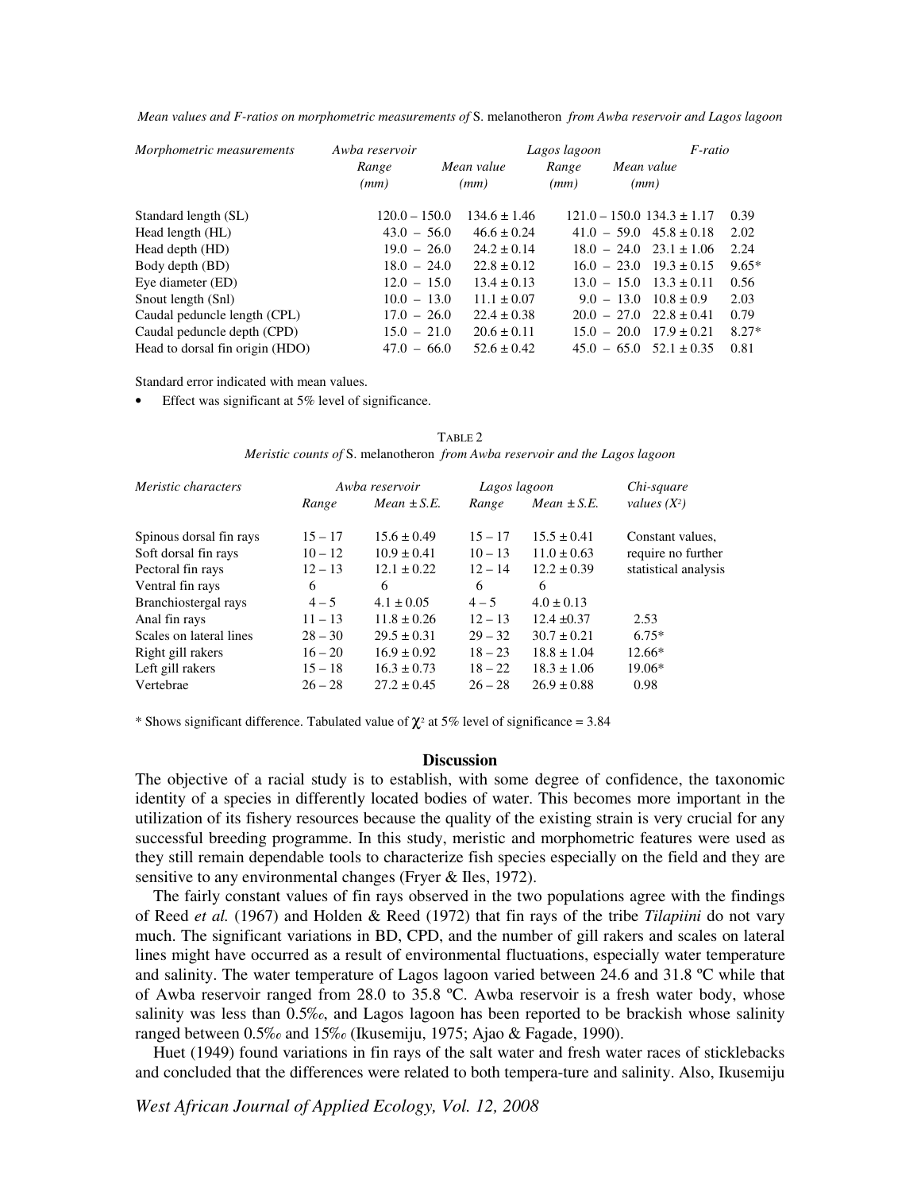*Mean values and F-ratios on morphometric measurements of* S. melanotheron *from Awba reservoir and Lagos lagoon*

| *Morphometric measurements* | *Awba reservoir* | | *Lagos lagoon* | | *F-ratio* |
|---|---|---|---|---|---|
| | *Range (mm)* | *Mean value (mm)* | *Range (mm)* | *Mean value (mm)* | |
| Standard length (SL) | 120.0 – 150.0 | 134.6 ± 1.46 | 121.0 – 150.0 | 134.3 ± 1.17 | 0.39 |
| Head length (HL) | 43.0 – 56.0 | 46.6 ± 0.24 | 41.0 – 59.0 | 45.8 ± 0.18 | 2.02 |
| Head depth (HD) | 19.0 – 26.0 | 24.2 ± 0.14 | 18.0 – 24.0 | 23.1 ± 1.06 | 2.24 |
| Body depth (BD) | 18.0 – 24.0 | 22.8 ± 0.12 | 16.0 – 23.0 | 19.3 ± 0.15 | 9.65* |
| Eye diameter (ED) | 12.0 – 15.0 | 13.4 ± 0.13 | 13.0 – 15.0 | 13.3 ± 0.11 | 0.56 |
| Snout length (Snl) | 10.0 – 13.0 | 11.1 ± 0.07 | 9.0 – 13.0 | 10.8 ± 0.9 | 2.03 |
| Caudal peduncle length (CPL) | 17.0 – 26.0 | 22.4 ± 0.38 | 20.0 – 27.0 | 22.8 ± 0.41 | 0.79 |
| Caudal peduncle depth (CPD) | 15.0 – 21.0 | 20.6 ± 0.11 | 15.0 – 20.0 | 17.9 ± 0.21 | 8.27* |
| Head to dorsal fin origin (HDO) | 47.0 – 66.0 | 52.6 ± 0.42 | 45.0 – 65.0 | 52.1 ± 0.35 | 0.81 |

Standard error indicated with mean values.

- Effect was significant at 5% level of significance.

TABLE 2

*Meristic counts of* S. melanotheron *from Awba reservoir and the Lagos lagoon*

| *Meristic characters* | *Awba reservoir* | | *Lagos lagoon* | | *Chi-square* |
|---|---|---|---|---|---|
| | *Range* | *Mean ± S.E.* | *Range* | *Mean ± S.E.* | *values ($X^2$)* |
| Spinous dorsal fin rays | 15 – 17 | 15.6 ± 0.49 | 15 – 17 | 15.5 ± 0.41 | Constant values, |
| Soft dorsal fin rays | 10 – 12 | 10.9 ± 0.41 | 10 – 13 | 11.0 ± 0.63 | require no further |
| Pectoral fin rays | 12 – 13 | 12.1 ± 0.22 | 12 – 14 | 12.2 ± 0.39 | statistical analysis |
| Ventral fin rays | 6 | 6 | 6 | 6 | |
| Branchiostergal rays | 4 – 5 | 4.1 ± 0.05 | 4 – 5 | 4.0 ± 0.13 | |
| Anal fin rays | 11 – 13 | 11.8 ± 0.26 | 12 – 13 | 12.4 ±0.37 | 2.53 |
| Scales on lateral lines | 28 – 30 | 29.5 ± 0.31 | 29 – 32 | 30.7 ± 0.21 | 6.75* |
| Right gill rakers | 16 – 20 | 16.9 ± 0.92 | 18 – 23 | 18.8 ± 1.04 | 12.66* |
| Left gill rakers | 15 – 18 | 16.3 ± 0.73 | 18 – 22 | 18.3 ± 1.06 | 19.06* |
| Vertebrae | 26 – 28 | 27.2 ± 0.45 | 26 – 28 | 26.9 ± 0.88 | 0.98 |

\* Shows significant difference. Tabulated value of $\chi^2$ at 5% level of significance = 3.84

## Discussion

The objective of a racial study is to establish, with some degree of confidence, the taxonomic identity of a species in differently located bodies of water. This becomes more important in the utilization of its fishery resources because the quality of the existing strain is very crucial for any successful breeding programme. In this study, meristic and morphometric features were used as they still remain dependable tools to characterize fish species especially on the field and they are sensitive to any environmental changes (Fryer & Iles, 1972).

The fairly constant values of fin rays observed in the two populations agree with the findings of Reed *et al.* (1967) and Holden & Reed (1972) that fin rays of the tribe *Tilapiini* do not vary much. The significant variations in BD, CPD, and the number of gill rakers and scales on lateral lines might have occurred as a result of environmental fluctuations, especially water temperature and salinity. The water temperature of Lagos lagoon varied between 24.6 and 31.8 ºC while that of Awba reservoir ranged from 28.0 to 35.8 ºC. Awba reservoir is a fresh water body, whose salinity was less than 0.5‰, and Lagos lagoon has been reported to be brackish whose salinity ranged between 0.5‰ and 15‰ (Ikusemiju, 1975; Ajao & Fagade, 1990).

Huet (1949) found variations in fin rays of the salt water and fresh water races of sticklebacks and concluded that the differences were related to both tempera-ture and salinity. Also, Ikusemiju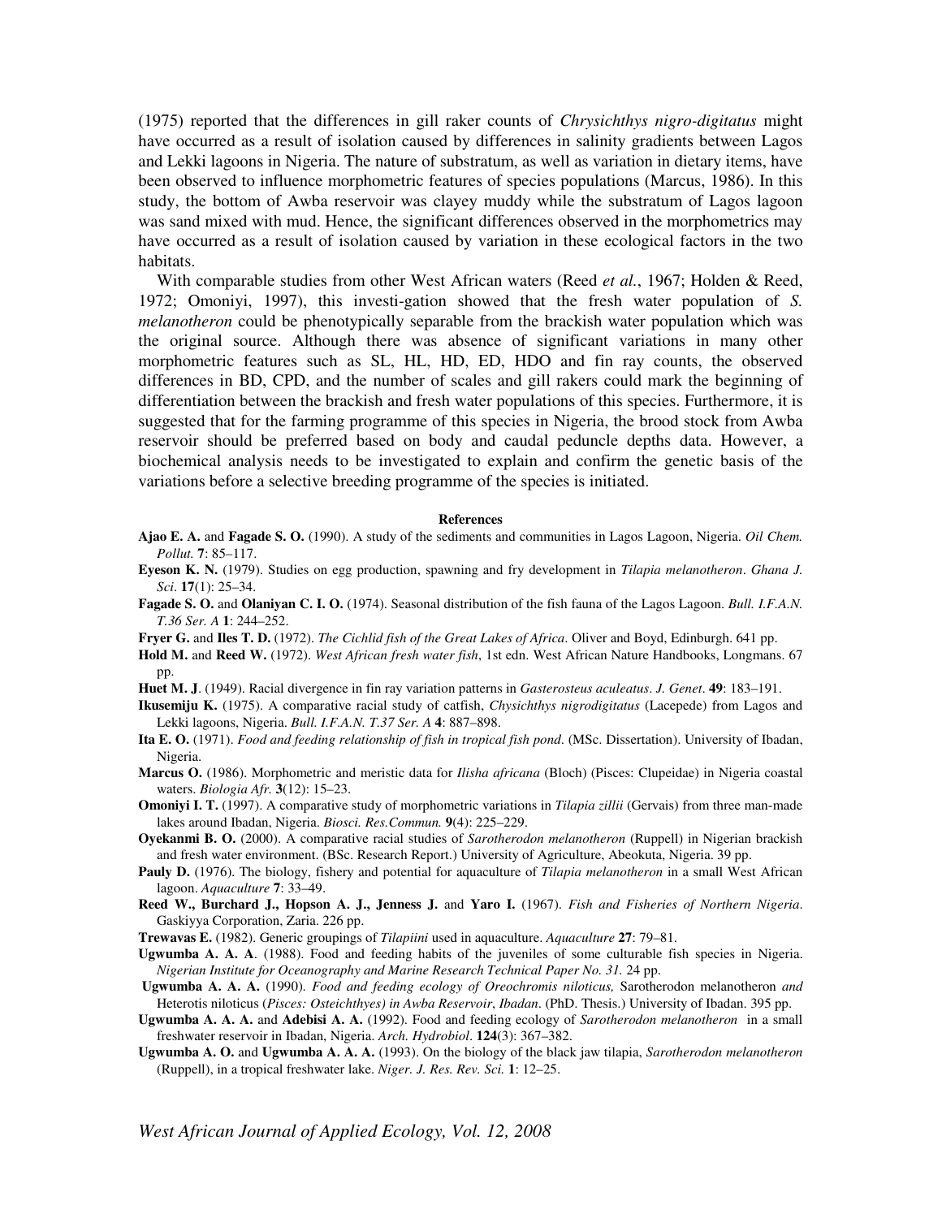(1975) reported that the differences in gill raker counts of *Chrysichthys nigro-digitatus* might have occurred as a result of isolation caused by differences in salinity gradients between Lagos and Lekki lagoons in Nigeria. The nature of substratum, as well as variation in dietary items, have been observed to influence morphometric features of species populations (Marcus, 1986). In this study, the bottom of Awba reservoir was clayey muddy while the substratum of Lagos lagoon was sand mixed with mud. Hence, the significant differences observed in the morphometrics may have occurred as a result of isolation caused by variation in these ecological factors in the two habitats.

With comparable studies from other West African waters (Reed *et al.*, 1967; Holden & Reed, 1972; Omoniyi, 1997), this investi-gation showed that the fresh water population of *S. melanotheron* could be phenotypically separable from the brackish water population which was the original source. Although there was absence of significant variations in many other morphometric features such as SL, HL, HD, ED, HDO and fin ray counts, the observed differences in BD, CPD, and the number of scales and gill rakers could mark the beginning of differentiation between the brackish and fresh water populations of this species. Furthermore, it is suggested that for the farming programme of this species in Nigeria, the brood stock from Awba reservoir should be preferred based on body and caudal peduncle depths data. However, a biochemical analysis needs to be investigated to explain and confirm the genetic basis of the variations before a selective breeding programme of the species is initiated.

## References

**Ajao E. A.** and **Fagade S. O.** (1990). A study of the sediments and communities in Lagos Lagoon, Nigeria. *Oil Chem. Pollut.* **7**: 85–117.

**Eyeson K. N.** (1979). Studies on egg production, spawning and fry development in *Tilapia melanotheron*. *Ghana J. Sci*. **17**(1): 25–34.

**Fagade S. O.** and **Olaniyan C. I. O.** (1974). Seasonal distribution of the fish fauna of the Lagos Lagoon. *Bull. I.F.A.N. T.36 Ser. A* **1**: 244–252.

**Fryer G.** and **Iles T. D.** (1972). *The Cichlid fish of the Great Lakes of Africa*. Oliver and Boyd, Edinburgh. 641 pp.

**Hold M.** and **Reed W.** (1972). *West African fresh water fish*, 1st edn. West African Nature Handbooks, Longmans. 67 pp.

**Huet M. J**. (1949). Racial divergence in fin ray variation patterns in *Gasterosteus aculeatus*. *J. Genet*. **49**: 183–191.

**Ikusemiju K.** (1975). A comparative racial study of catfish, *Chysichthys nigrodigitatus* (Lacepede) from Lagos and Lekki lagoons, Nigeria. *Bull. I.F.A.N. T.37 Ser. A* **4**: 887–898.

**Ita E. O.** (1971). *Food and feeding relationship of fish in tropical fish pond*. (MSc. Dissertation). University of Ibadan, Nigeria.

**Marcus O.** (1986). Morphometric and meristic data for *Ilisha africana* (Bloch) (Pisces: Clupeidae) in Nigeria coastal waters. *Biologia Afr.* **3**(12): 15–23.

**Omoniyi I. T.** (1997). A comparative study of morphometric variations in *Tilapia zillii* (Gervais) from three man-made lakes around Ibadan, Nigeria. *Biosci. Res.Commun.* **9**(4): 225–229.

**Oyekanmi B. O.** (2000). A comparative racial studies of *Sarotherodon melanotheron* (Ruppell) in Nigerian brackish and fresh water environment. (BSc. Research Report.) University of Agriculture, Abeokuta, Nigeria. 39 pp.

**Pauly D.** (1976). The biology, fishery and potential for aquaculture of *Tilapia melanotheron* in a small West African lagoon. *Aquaculture* **7**: 33–49.

**Reed W., Burchard J., Hopson A. J., Jenness J.** and **Yaro I.** (1967). *Fish and Fisheries of Northern Nigeria*. Gaskiyya Corporation, Zaria. 226 pp.

**Trewavas E.** (1982). Generic groupings of *Tilapiini* used in aquaculture. *Aquaculture* **27**: 79–81.

**Ugwumba A. A. A**. (1988). Food and feeding habits of the juveniles of some culturable fish species in Nigeria. *Nigerian Institute for Oceanography and Marine Research Technical Paper No. 31.* 24 pp.

**Ugwumba A. A. A.** (1990). *Food and feeding ecology of Oreochromis niloticus,* Sarotherodon melanotheron *and* Heterotis niloticus (*Pisces: Osteichthyes) in Awba Reservoir*, *Ibadan*. (PhD. Thesis.) University of Ibadan. 395 pp.

**Ugwumba A. A. A.** and **Adebisi A. A.** (1992). Food and feeding ecology of *Sarotherodon melanotheron* in a small freshwater reservoir in Ibadan, Nigeria. *Arch. Hydrobiol*. **124**(3): 367–382.

**Ugwumba A. O.** and **Ugwumba A. A. A.** (1993). On the biology of the black jaw tilapia, *Sarotherodon melanotheron* (Ruppell), in a tropical freshwater lake. *Niger. J. Res. Rev. Sci.* **1**: 12–25.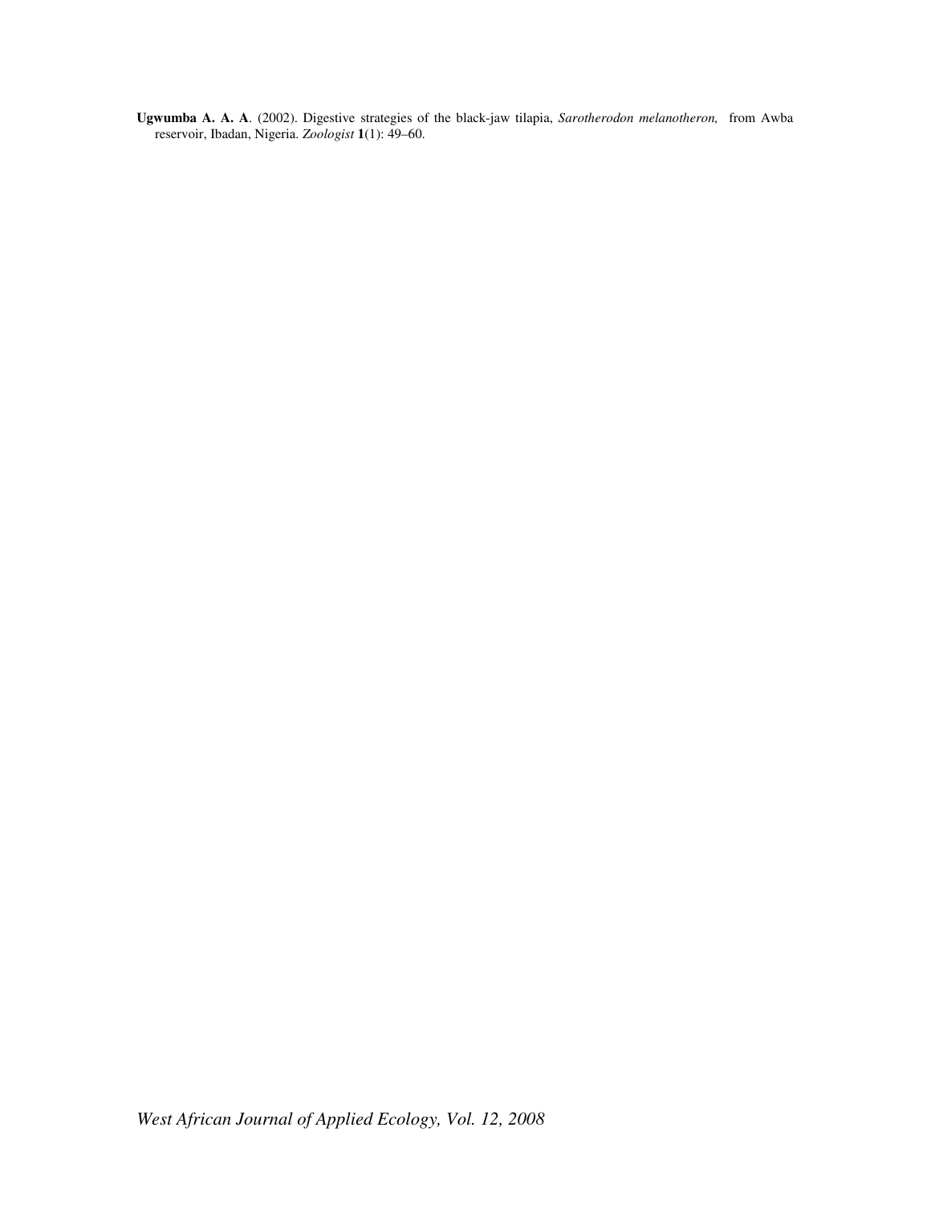**Ugwumba A. A. A**. (2002). Digestive strategies of the black-jaw tilapia, *Sarotherodon melanotheron,* from Awba reservoir, Ibadan, Nigeria. *Zoologist* **1**(1): 49–60.